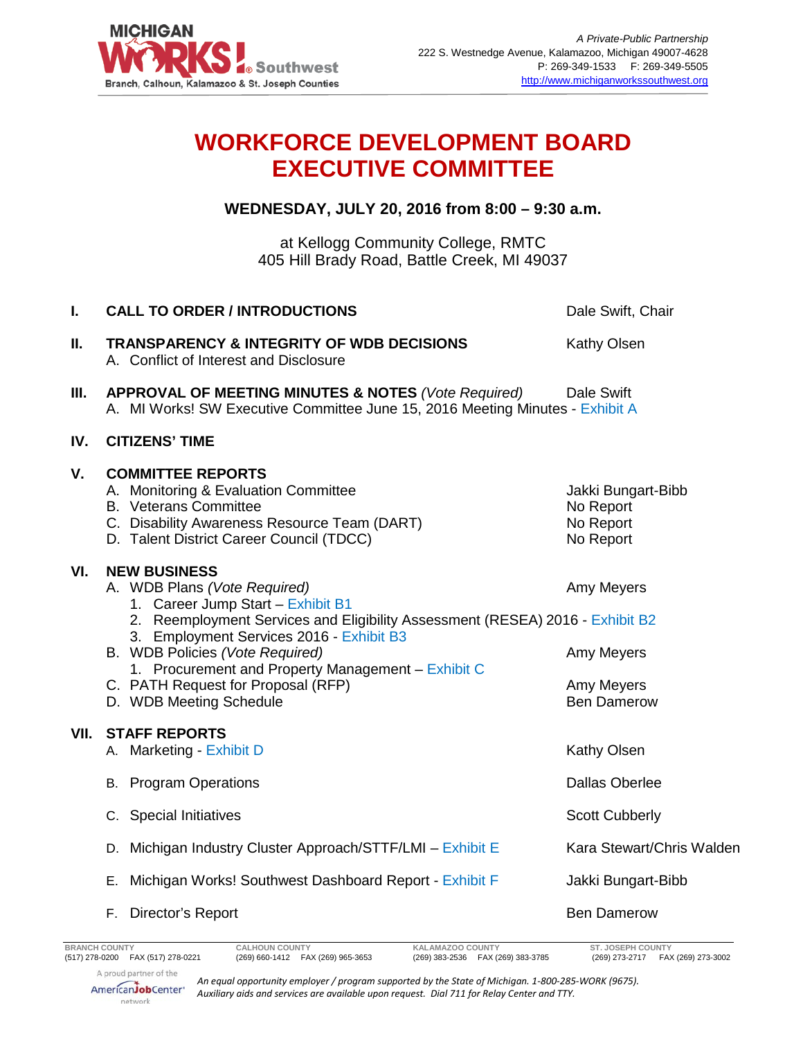MICHIGAN WORKS! Southwest
Branch, Calhoun, Kalamazoo & St. Joseph Counties

*A Private-Public Partnership*
222 S. Westnedge Avenue, Kalamazoo, Michigan 49007-4628
P: 269-349-1533  F: 269-349-5505
http://www.michiganworkssouthwest.org

# WORKFORCE DEVELOPMENT BOARD EXECUTIVE COMMITTEE

**WEDNESDAY, JULY 20, 2016 from 8:00 – 9:30 a.m.**

at Kellogg Community College, RMTC
405 Hill Brady Road, Battle Creek, MI 49037

**I. CALL TO ORDER / INTRODUCTIONS** — Dale Swift, Chair

**II. TRANSPARENCY & INTEGRITY OF WDB DECISIONS** — Kathy Olsen
- A. Conflict of Interest and Disclosure

**III. APPROVAL OF MEETING MINUTES & NOTES** *(Vote Required)* — Dale Swift
- A. MI Works! SW Executive Committee June 15, 2016 Meeting Minutes - Exhibit A

**IV. CITIZENS' TIME**

**V. COMMITTEE REPORTS**
- A. Monitoring & Evaluation Committee — Jakki Bungart-Bibb
- B. Veterans Committee — No Report
- C. Disability Awareness Resource Team (DART) — No Report
- D. Talent District Career Council (TDCC) — No Report

**VI. NEW BUSINESS**
- A. WDB Plans *(Vote Required)* — Amy Meyers
  1. Career Jump Start – Exhibit B1
  2. Reemployment Services and Eligibility Assessment (RESEA) 2016 - Exhibit B2
  3. Employment Services 2016 - Exhibit B3
- B. WDB Policies *(Vote Required)* — Amy Meyers
  1. Procurement and Property Management – Exhibit C
- C. PATH Request for Proposal (RFP) — Amy Meyers
- D. WDB Meeting Schedule — Ben Damerow

**VII. STAFF REPORTS**
- A. Marketing - Exhibit D — Kathy Olsen
- B. Program Operations — Dallas Oberlee
- C. Special Initiatives — Scott Cubberly
- D. Michigan Industry Cluster Approach/STTF/LMI – Exhibit E — Kara Stewart/Chris Walden
- E. Michigan Works! Southwest Dashboard Report - Exhibit F — Jakki Bungart-Bibb
- F. Director's Report — Ben Damerow

| BRANCH COUNTY | CALHOUN COUNTY | KALAMAZOO COUNTY | ST. JOSEPH COUNTY |
|---|---|---|---|
| (517) 278-0200 FAX (517) 278-0221 | (269) 660-1412 FAX (269) 965-3653 | (269) 383-2536 FAX (269) 383-3785 | (269) 273-2717 FAX (269) 273-3002 |

A proud partner of the AmericanJobCenter network

*An equal opportunity employer / program supported by the State of Michigan. 1-800-285-WORK (9675). Auxiliary aids and services are available upon request. Dial 711 for Relay Center and TTY.*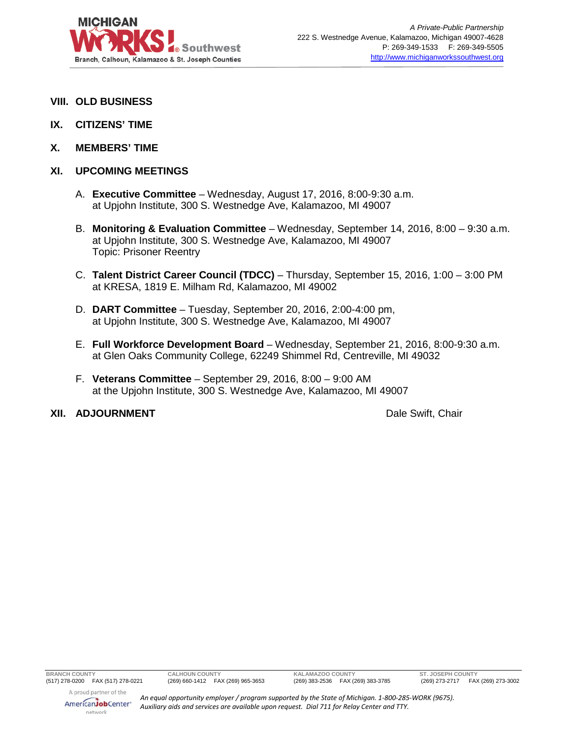## VIII. OLD BUSINESS

## IX. CITIZENS' TIME

## X. MEMBERS' TIME

## XI. UPCOMING MEETINGS

A. **Executive Committee** – Wednesday, August 17, 2016, 8:00-9:30 a.m. at Upjohn Institute, 300 S. Westnedge Ave, Kalamazoo, MI 49007

B. **Monitoring & Evaluation Committee** – Wednesday, September 14, 2016, 8:00 – 9:30 a.m. at Upjohn Institute, 300 S. Westnedge Ave, Kalamazoo, MI 49007
Topic: Prisoner Reentry

C. **Talent District Career Council (TDCC)** – Thursday, September 15, 2016, 1:00 – 3:00 PM at KRESA, 1819 E. Milham Rd, Kalamazoo, MI 49002

D. **DART Committee** – Tuesday, September 20, 2016, 2:00-4:00 pm, at Upjohn Institute, 300 S. Westnedge Ave, Kalamazoo, MI 49007

E. **Full Workforce Development Board** – Wednesday, September 21, 2016, 8:00-9:30 a.m. at Glen Oaks Community College, 62249 Shimmel Rd, Centreville, MI 49032

F. **Veterans Committee** – September 29, 2016, 8:00 – 9:00 AM at the Upjohn Institute, 300 S. Westnedge Ave, Kalamazoo, MI 49007

## XII. ADJOURNMENT

Dale Swift, Chair